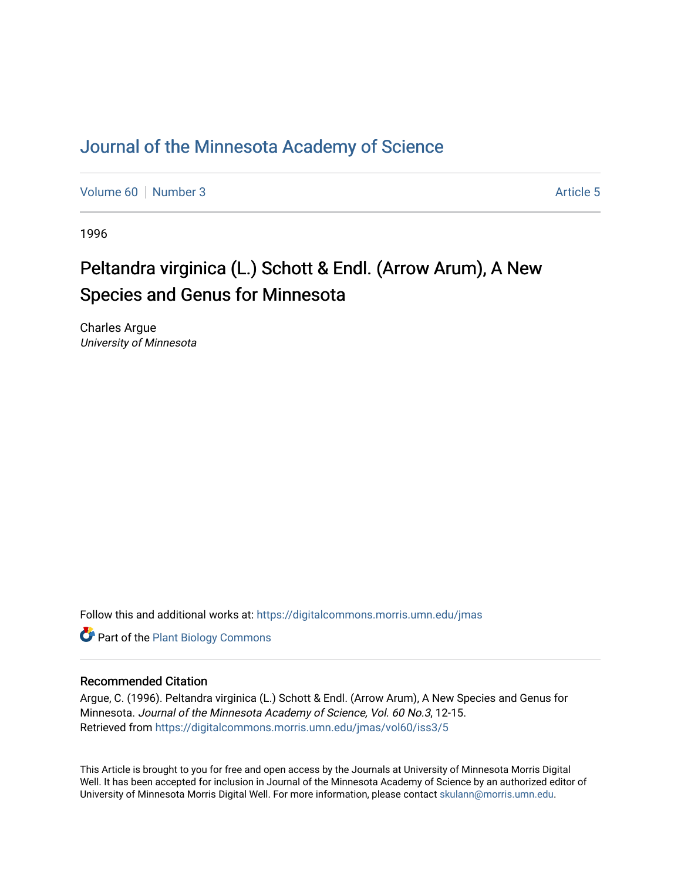# Journal of the Minnesota Academy of Science

Volume 60 | Number 3 | Article 5

1996

## Peltandra virginica (L.) Schott & Endl. (Arrow Arum), A New Species and Genus for Minnesota

Charles Argue
*University of Minnesota*

Follow this and additional works at: https://digitalcommons.morris.umn.edu/jmas

Part of the Plant Biology Commons

### Recommended Citation

Argue, C. (1996). Peltandra virginica (L.) Schott & Endl. (Arrow Arum), A New Species and Genus for Minnesota. *Journal of the Minnesota Academy of Science, Vol. 60 No.3*, 12-15.
Retrieved from https://digitalcommons.morris.umn.edu/jmas/vol60/iss3/5

This Article is brought to you for free and open access by the Journals at University of Minnesota Morris Digital Well. It has been accepted for inclusion in Journal of the Minnesota Academy of Science by an authorized editor of University of Minnesota Morris Digital Well. For more information, please contact skulann@morris.umn.edu.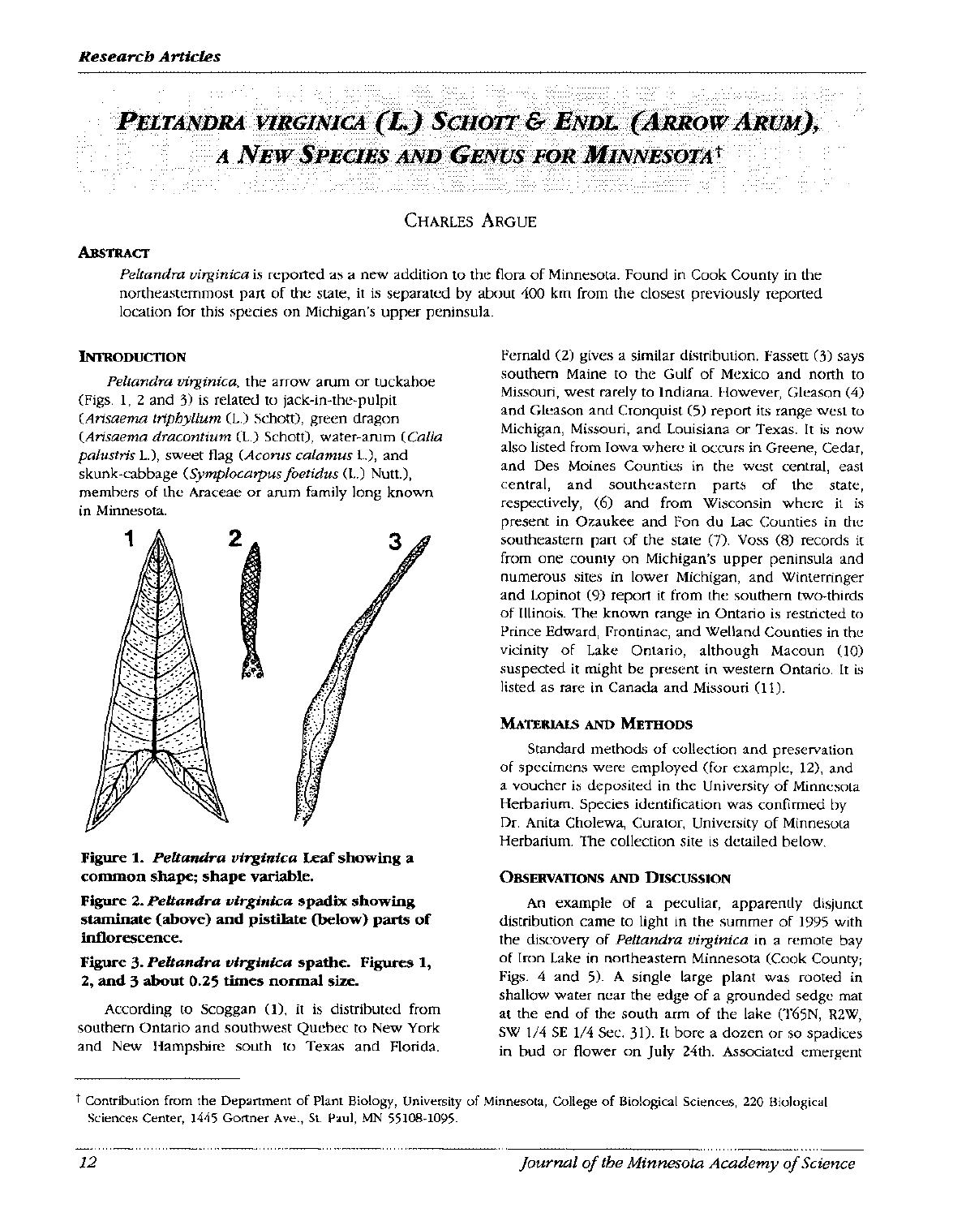# *Peltandra virginica* (L.) Schott & Endl. (Arrow Arum), a New Species and Genus for Minnesota†

Charles Argue

## Abstract

*Peltandra virginica* is reported as a new addition to the flora of Minnesota. Found in Cook County in the northeasternmost part of the state, it is separated by about 400 km from the closest previously reported location for this species on Michigan's upper peninsula.

## Introduction

*Peltandra virginica*, the arrow arum or tuckahoe (Figs. 1, 2 and 3) is related to jack-in-the-pulpit (*Arisaema triphyllum* (L.) Schott), green dragon (*Arisaema dracontium* (L.) Schott), water-arum (*Calla palustris* L.), sweet flag (*Acorus calamus* L.), and skunk-cabbage (*Symplocarpus foetidus* (L.) Nutt.), members of the Araceae or arum family long known in Minnesota.

**Figure 1. *Peltandra virginica* Leaf showing a common shape; shape variable.**

**Figure 2. *Peltandra virginica* spadix showing staminate (above) and pistilate (below) parts of inflorescence.**

**Figure 3. *Peltandra virginica* spathe. Figures 1, 2, and 3 about 0.25 times normal size.**

According to Scoggan (1), it is distributed from southern Ontario and southwest Quebec to New York and New Hampshire south to Texas and Florida. Fernald (2) gives a similar distribution. Fassett (3) says southern Maine to the Gulf of Mexico and north to Missouri, west rarely to Indiana. However, Gleason (4) and Gleason and Cronquist (5) report its range west to Michigan, Missouri, and Louisiana or Texas. It is now also listed from Iowa where it occurs in Greene, Cedar, and Des Moines Counties in the west central, east central, and southeastern parts of the state, respectively, (6) and from Wisconsin where it is present in Ozaukee and Fon du Lac Counties in the southeastern part of the state (7). Voss (8) records it from one county on Michigan's upper peninsula and numerous sites in lower Michigan, and Winterringer and Lopinot (9) report it from the southern two-thirds of Illinois. The known range in Ontario is restricted to Prince Edward, Frontinac, and Welland Counties in the vicinity of Lake Ontario, although Macoun (10) suspected it might be present in western Ontario. It is listed as rare in Canada and Missouri (11).

## Materials and Methods

Standard methods of collection and preservation of specimens were employed (for example, 12), and a voucher is deposited in the University of Minnesota Herbarium. Species identification was confirmed by Dr. Anita Cholewa, Curator, University of Minnesota Herbarium. The collection site is detailed below.

## Observations and Discussion

An example of a peculiar, apparently disjunct distribution came to light in the summer of 1995 with the discovery of *Peltandra virginica* in a remote bay of Iron Lake in northeastern Minnesota (Cook County; Figs. 4 and 5). A single large plant was rooted in shallow water near the edge of a grounded sedge mat at the end of the south arm of the lake (T65N, R2W, SW 1/4 SE 1/4 Sec. 31). It bore a dozen or so spadices in bud or flower on July 24th. Associated emergent

† Contribution from the Department of Plant Biology, University of Minnesota, College of Biological Sciences, 220 Biological Sciences Center, 1445 Gortner Ave., St. Paul, MN 55108-1095.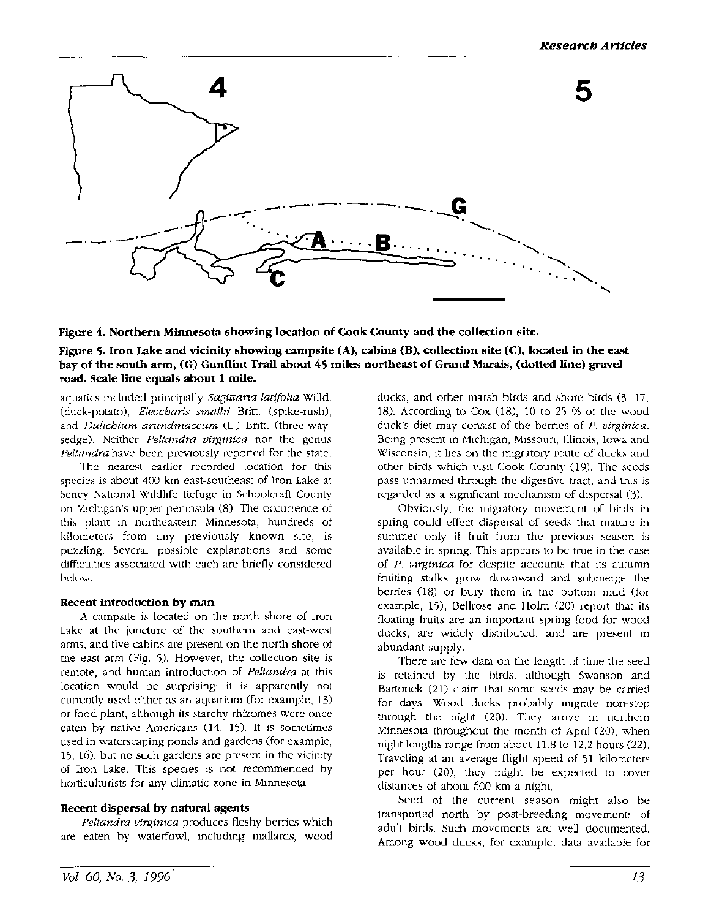**Figure 4. Northern Minnesota showing location of Cook County and the collection site.**

**Figure 5. Iron Lake and vicinity showing campsite (A), cabins (B), collection site (C), located in the east bay of the south arm, (G) Gunflint Trail about 45 miles northeast of Grand Marais, (dotted line) gravel road. Scale line equals about 1 mile.**

aquatics included principally *Sagittaria latifolia* Willd. (duck-potato), *Eleocharis smallii* Britt. (spike-rush), and *Dulichium arundinaceum* (L.) Britt. (three-way-sedge). Neither *Peltandra virginica* nor the genus *Peltandra* have been previously reported for the state.

The nearest earlier recorded location for this species is about 400 km east-southeast of Iron Lake at Seney National Wildlife Refuge in Schoolcraft County on Michigan's upper peninsula (8). The occurrence of this plant in northeastern Minnesota, hundreds of kilometers from any previously known site, is puzzling. Several possible explanations and some difficulties associated with each are briefly considered below.

### Recent introduction by man

A campsite is located on the north shore of Iron Lake at the juncture of the southern and east-west arms, and five cabins are present on the north shore of the east arm (Fig. 5). However, the collection site is remote, and human introduction of *Peltandra* at this location would be surprising: it is apparently not currently used either as an aquarium (for example, 13) or food plant, although its starchy rhizomes were once eaten by native Americans (14, 15). It is sometimes used in waterscaping ponds and gardens (for example, 15, 16), but no such gardens are present in the vicinity of Iron Lake. This species is not recommended by horticulturists for any climatic zone in Minnesota.

### Recent dispersal by natural agents

*Peltandra virginica* produces fleshy berries which are eaten by waterfowl, including mallards, wood ducks, and other marsh birds and shore birds (3, 17, 18). According to Cox (18), 10 to 25 % of the wood duck's diet may consist of the berries of *P. virginica*. Being present in Michigan, Missouri, Illinois, Iowa and Wisconsin, it lies on the migratory route of ducks and other birds which visit Cook County (19). The seeds pass unharmed through the digestive tract, and this is regarded as a significant mechanism of dispersal (3).

Obviously, the migratory movement of birds in spring could effect dispersal of seeds that mature in summer only if fruit from the previous season is available in spring. This appears to be true in the case of *P. virginica* for despite accounts that its autumn fruiting stalks grow downward and submerge the berries (18) or bury them in the bottom mud (for example, 15), Bellrose and Holm (20) report that its floating fruits are an important spring food for wood ducks, are widely distributed, and are present in abundant supply.

There are few data on the length of time the seed is retained by the birds, although Swanson and Bartonek (21) claim that some seeds may be carried for days. Wood ducks probably migrate non-stop through the night (20). They arrive in northern Minnesota throughout the month of April (20), when night lengths range from about 11.8 to 12.2 hours (22). Traveling at an average flight speed of 51 kilometers per hour (20), they might be expected to cover distances of about 600 km a night.

Seed of the current season might also be transported north by post-breeding movements of adult birds. Such movements are well documented. Among wood ducks, for example, data available for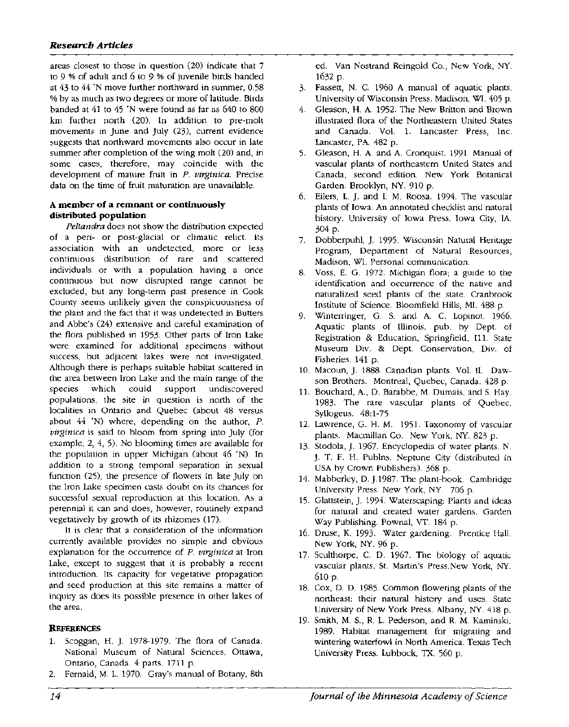areas closest to those in question (20) indicate that 7 to 9 % of adult and 6 to 9 % of juvenile birds banded at 43 to 44 °N move further northward in summer, 0.58 % by as much as two degrees or more of latitude. Birds banded at 41 to 45 °N were found as far as 640 to 800 km further north (20). In addition to pre-molt movements in June and July (23), current evidence suggests that northward movements also occur in late summer after completion of the wing molt (20) and, in some cases, therefore, may coincide with the development of mature fruit in *P. virginica*. Precise data on the time of fruit maturation are unavailable.

### A member of a remnant or continuously distributed population

*Peltandra* does not show the distribution expected of a peri- or post-glacial or climatic relict. Its association with an undetected, more or less continuous distribution of rare and scattered individuals or with a population having a once continuous but now disrupted range cannot be excluded, but any long-term past presence in Cook County seems unlikely given the conspicuousness of the plant and the fact that it was undetected in Butters and Abbe's (24) extensive and careful examination of the flora published in 1953. Other parts of Iron Lake were examined for additional specimens without success, but adjacent lakes were not investigated. Although there is perhaps suitable habitat scattered in the area between Iron Lake and the main range of the species which could support undiscovered populations, the site in question is north of the localities in Ontario and Quebec (about 48 versus about 44 °N) where, depending on the author, *P. virginica* is said to bloom from spring into July (for example, 2, 4, 5). No blooming times are available for the population in upper Michigan (about 46 °N). In addition to a strong temporal separation in sexual function (25), the presence of flowers in late July on the Iron Lake specimen casts doubt on its chances for successful sexual reproduction at this location. As a perennial it can and does, however, routinely expand vegetatively by growth of its rhizomes (17).

It is clear that a consideration of the information currently available provides no simple and obvious explanation for the occurrence of *P. virginica* at Iron Lake, except to suggest that it is probably a recent introduction. Its capacity for vegetative propagation and seed production at this site remains a matter of inquiry as does its possible presence in other lakes of the area.

## References

1. Scoggan, H. J. 1978-1979. The flora of Canada. National Museum of Natural Sciences. Ottawa, Ontario, Canada. 4 parts. 1711 p.
2. Fernald, M. L. 1970. Gray's manual of Botany, 8th ed. Van Nostrand Reingold Co., New York, NY. 1632 p.
3. Fassett, N. C. 1960 A manual of aquatic plants. University of Wisconsin Press. Madison, WI. 405 p.
4. Gleason, H. A. 1952. The New Britton and Brown illustrated flora of the Northeastern United States and Canada. Vol. 1. Lancaster Press, Inc. Lancaster, PA. 482 p.
5. Gleason, H. A. and A. Cronquist. 1991. Manual of vascular plants of northeastern United States and Canada, second edition. New York Botanical Garden. Brooklyn, NY. 910 p.
6. Eilers, L. J. and I. M. Roosa. 1994. The vascular plants of Iowa: An annotated checklist and natural history. University of Iowa Press. Iowa City, IA. 304 p.
7. Dobberpuhl, J. 1995. Wisconsin Natural Heritage Program, Department of Natural Resources, Madison, WI. Personal communication.
8. Voss, E. G. 1972. Michigan flora; a guide to the identification and occurrence of the native and naturalized seed plants of the state. Cranbrook Institute of Science. Bloomfield Hills, MI. 488 p.
9. Winterringer, G. S. and A. C. Lopinot. 1966. Aquatic plants of Illinois. pub. by Dept. of Registration & Education, Springfield, Ill. State Museum Div. & Dept. Conservation, Div. of Fisheries. 141 p.
10. Macoun, J. 1888. Canadian plants. Vol. II. Dawson Brothers. Montreal, Quebec, Canada. 428 p.
11. Bouchard, A., D. Barabbe, M. Dumais, and S. Hay. 1983. The rare vascular plants of Quebec. Syllogeus. 48:1-75.
12. Lawrence, G. H. M. 1951. Taxonomy of vascular plants. Macmillan Co. New York, NY. 823 p.
13. Stodola, J. 1967. Encyclopedia of water plants. N. J. T. F. H. Publns. Neptune City (distributed in USA by Crown Publishers). 368 p.
14. Mabberley, D. J.1987. The plant-book. Cambridge University Press. New York, NY. 706 p.
15. Glattstein, J. 1994. Waterscaping: Plants and ideas for natural and created water gardens. Garden Way Publishing. Pownal, VT. 184 p.
16. Druse, K. 1993. Water gardening. Prentice Hall. New York, NY. 96 p.
17. Sculthorpe, C. D. 1967. The biology of aquatic vascular plants. St. Martin's Press.New York, NY. 610 p.
18. Cox, D. D. 1985. Common flowering plants of the northeast: their natural history and uses. State University of New York Press. Albany, NY. 418 p.
19. Smith, M. S., R. L. Pederson, and R. M. Kaminski. 1989. Habitat management for migrating and wintering waterfowl in North America. Texas Tech University Press. Lubbock, TX. 560 p.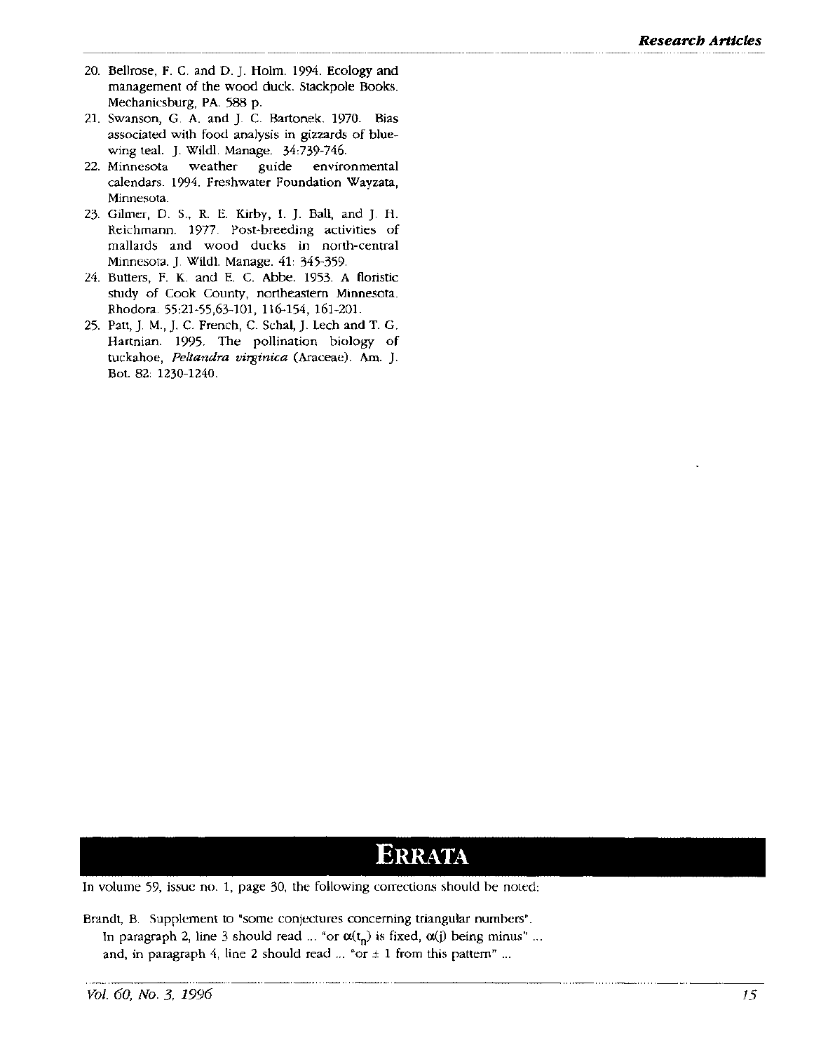20. Bellrose, F. C. and D. J. Holm. 1994. Ecology and management of the wood duck. Stackpole Books. Mechanicsburg, PA. 588 p.
21. Swanson, G. A. and J. C. Bartonek. 1970. Bias associated with food analysis in gizzards of blue-wing teal. J. Wildl. Manage. 34:739-746.
22. Minnesota weather guide environmental calendars. 1994. Freshwater Foundation Wayzata, Minnesota.
23. Gilmer, D. S., R. E. Kirby, I. J. Ball, and J. H. Reichmann. 1977. Post-breeding activities of mallards and wood ducks in north-central Minnesota. J. Wildl. Manage. 41: 345-359.
24. Butters, F. K. and E. C. Abbe. 1953. A floristic study of Cook County, northeastern Minnesota. Rhodora. 55:21-55,63-101, 116-154, 161-201.
25. Patt, J. M., J. C. French, C. Schal, J. Lech and T. G. Hartnian. 1995. The pollination biology of tuckahoe, *Peltandra virginica* (Araceae). Am. J. Bot. 82: 1230-1240.

# ERRATA

In volume 59, issue no. 1, page 30, the following corrections should be noted:

Brandt, B. Supplement to "some conjectures concerning triangular numbers".
In paragraph 2, line 3 should read ... "or $\alpha(t_n)$ is fixed, $\alpha(j)$ being minus" ...
and, in paragraph 4, line 2 should read ... "or $\pm$ 1 from this pattern" ...